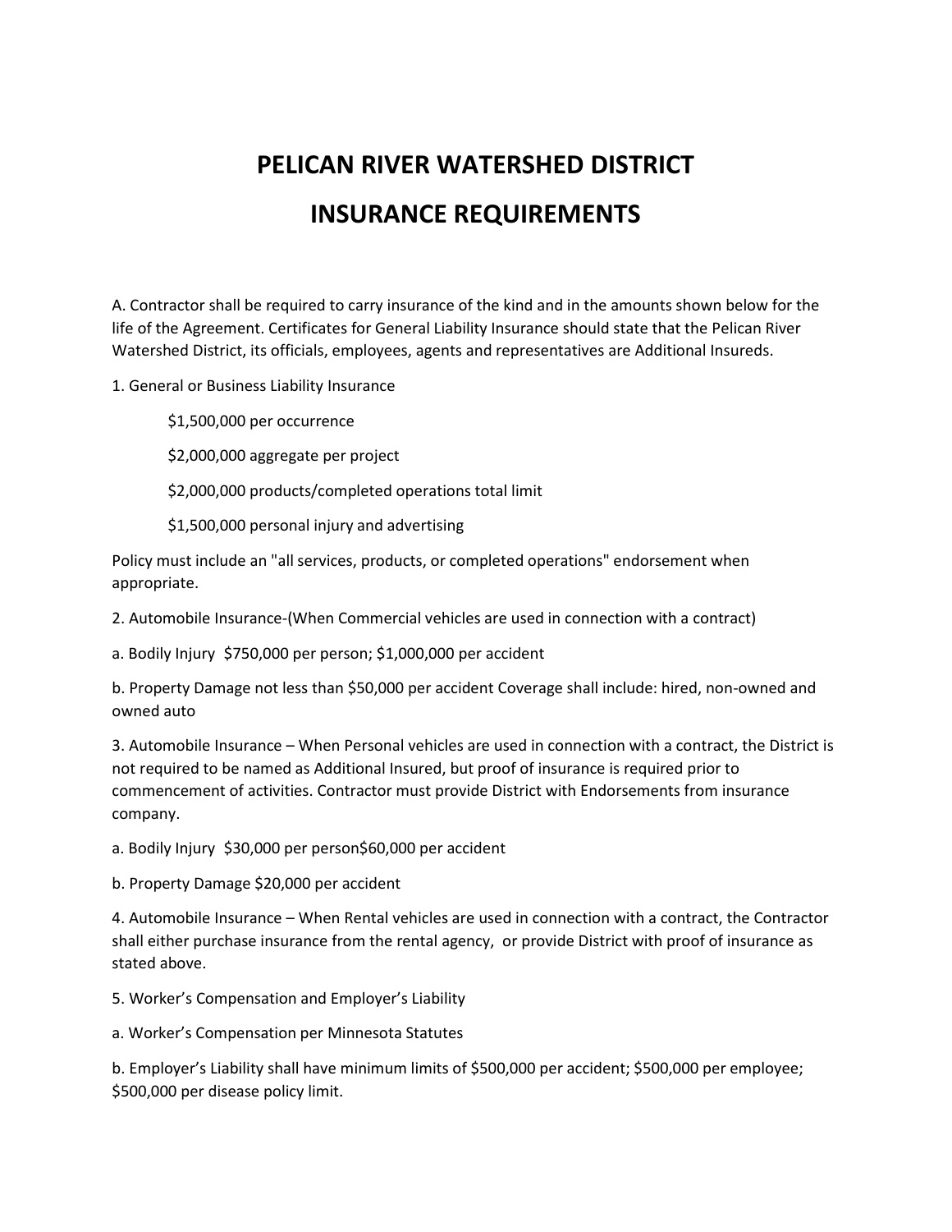# PELICAN RIVER WATERSHED DISTRICT

# INSURANCE REQUIREMENTS

A. Contractor shall be required to carry insurance of the kind and in the amounts shown below for the life of the Agreement. Certificates for General Liability Insurance should state that the Pelican River Watershed District, its officials, employees, agents and representatives are Additional Insureds.

1. General or Business Liability Insurance

   $1,500,000 per occurrence

   $2,000,000 aggregate per project

   $2,000,000 products/completed operations total limit

   $1,500,000 personal injury and advertising

Policy must include an "all services, products, or completed operations" endorsement when appropriate.

2. Automobile Insurance-(When Commercial vehicles are used in connection with a contract)

a. Bodily Injury $750,000 per person; $1,000,000 per accident

b. Property Damage not less than $50,000 per accident Coverage shall include: hired, non-owned and owned auto

3. Automobile Insurance – When Personal vehicles are used in connection with a contract, the District is not required to be named as Additional Insured, but proof of insurance is required prior to commencement of activities. Contractor must provide District with Endorsements from insurance company.

a. Bodily Injury $30,000 per person$60,000 per accident

b. Property Damage $20,000 per accident

4. Automobile Insurance – When Rental vehicles are used in connection with a contract, the Contractor shall either purchase insurance from the rental agency, or provide District with proof of insurance as stated above.

5. Worker's Compensation and Employer's Liability

a. Worker's Compensation per Minnesota Statutes

b. Employer's Liability shall have minimum limits of $500,000 per accident; $500,000 per employee; $500,000 per disease policy limit.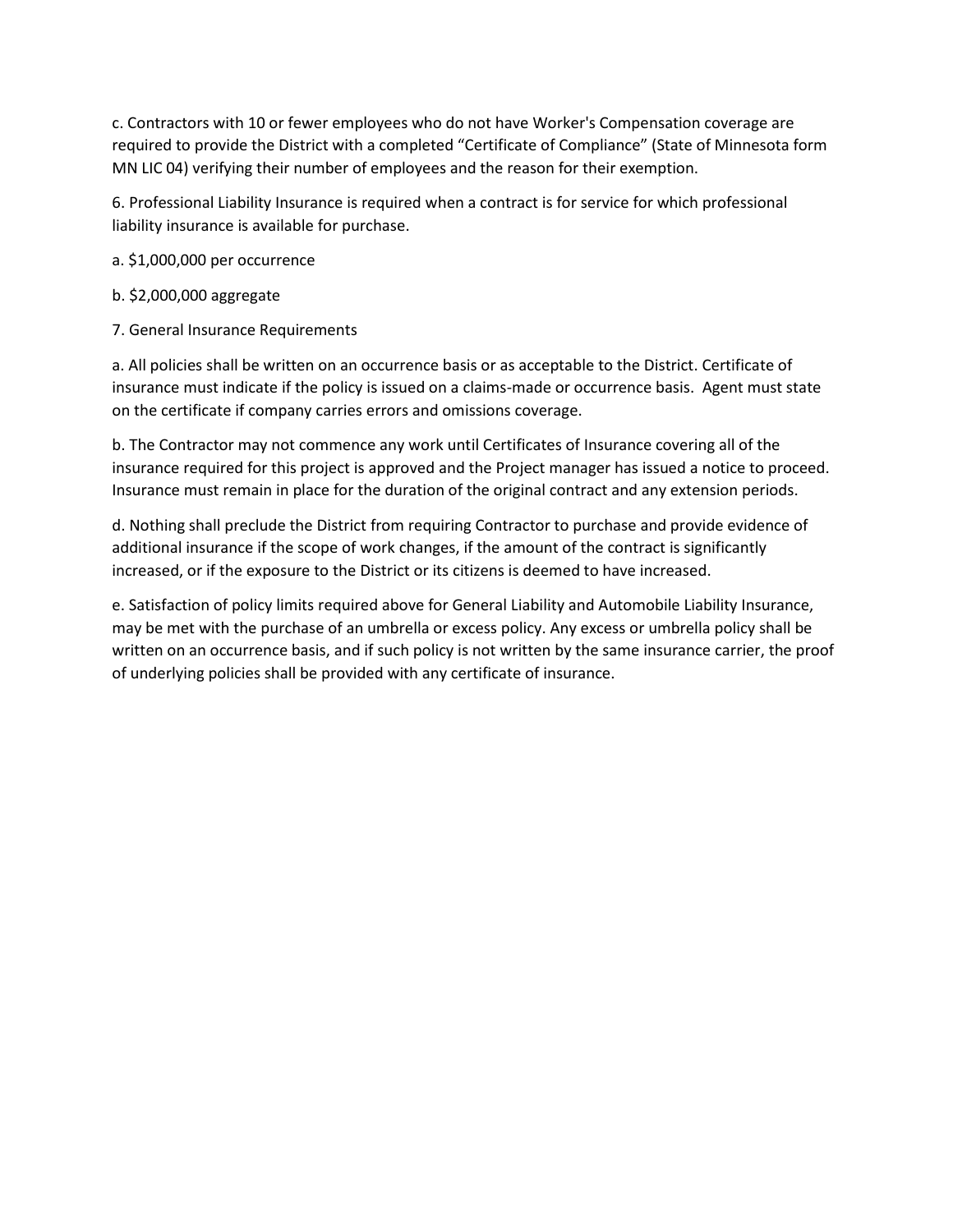c. Contractors with 10 or fewer employees who do not have Worker's Compensation coverage are required to provide the District with a completed "Certificate of Compliance" (State of Minnesota form MN LIC 04) verifying their number of employees and the reason for their exemption.

6. Professional Liability Insurance is required when a contract is for service for which professional liability insurance is available for purchase.

a. $1,000,000 per occurrence

b. $2,000,000 aggregate

7. General Insurance Requirements

a. All policies shall be written on an occurrence basis or as acceptable to the District. Certificate of insurance must indicate if the policy is issued on a claims-made or occurrence basis. Agent must state on the certificate if company carries errors and omissions coverage.

b. The Contractor may not commence any work until Certificates of Insurance covering all of the insurance required for this project is approved and the Project manager has issued a notice to proceed. Insurance must remain in place for the duration of the original contract and any extension periods.

d. Nothing shall preclude the District from requiring Contractor to purchase and provide evidence of additional insurance if the scope of work changes, if the amount of the contract is significantly increased, or if the exposure to the District or its citizens is deemed to have increased.

e. Satisfaction of policy limits required above for General Liability and Automobile Liability Insurance, may be met with the purchase of an umbrella or excess policy. Any excess or umbrella policy shall be written on an occurrence basis, and if such policy is not written by the same insurance carrier, the proof of underlying policies shall be provided with any certificate of insurance.